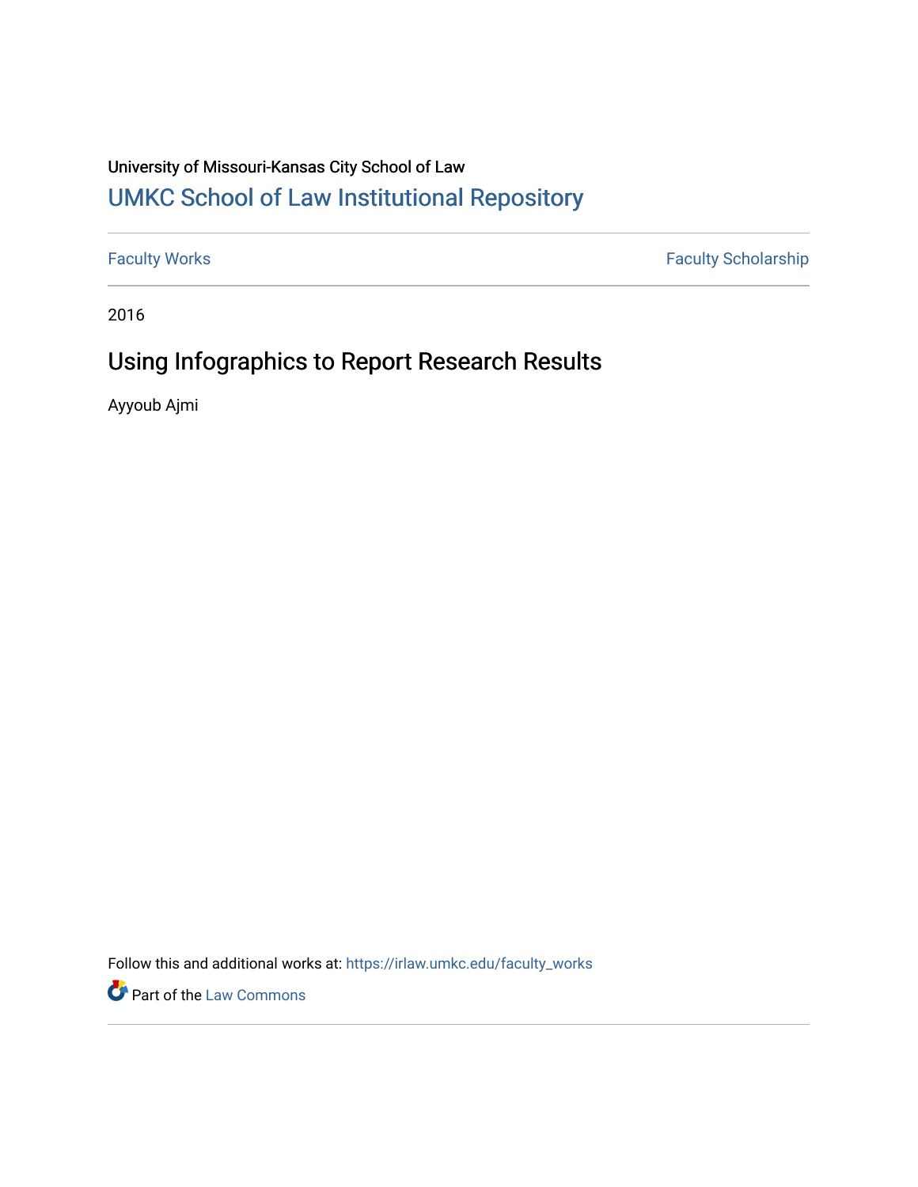University of Missouri-Kansas City School of Law

# UMKC School of Law Institutional Repository

Faculty Works | Faculty Scholarship

2016

## Using Infographics to Report Research Results

Ayyoub Ajmi

Follow this and additional works at: https://irlaw.umkc.edu/faculty_works

Part of the Law Commons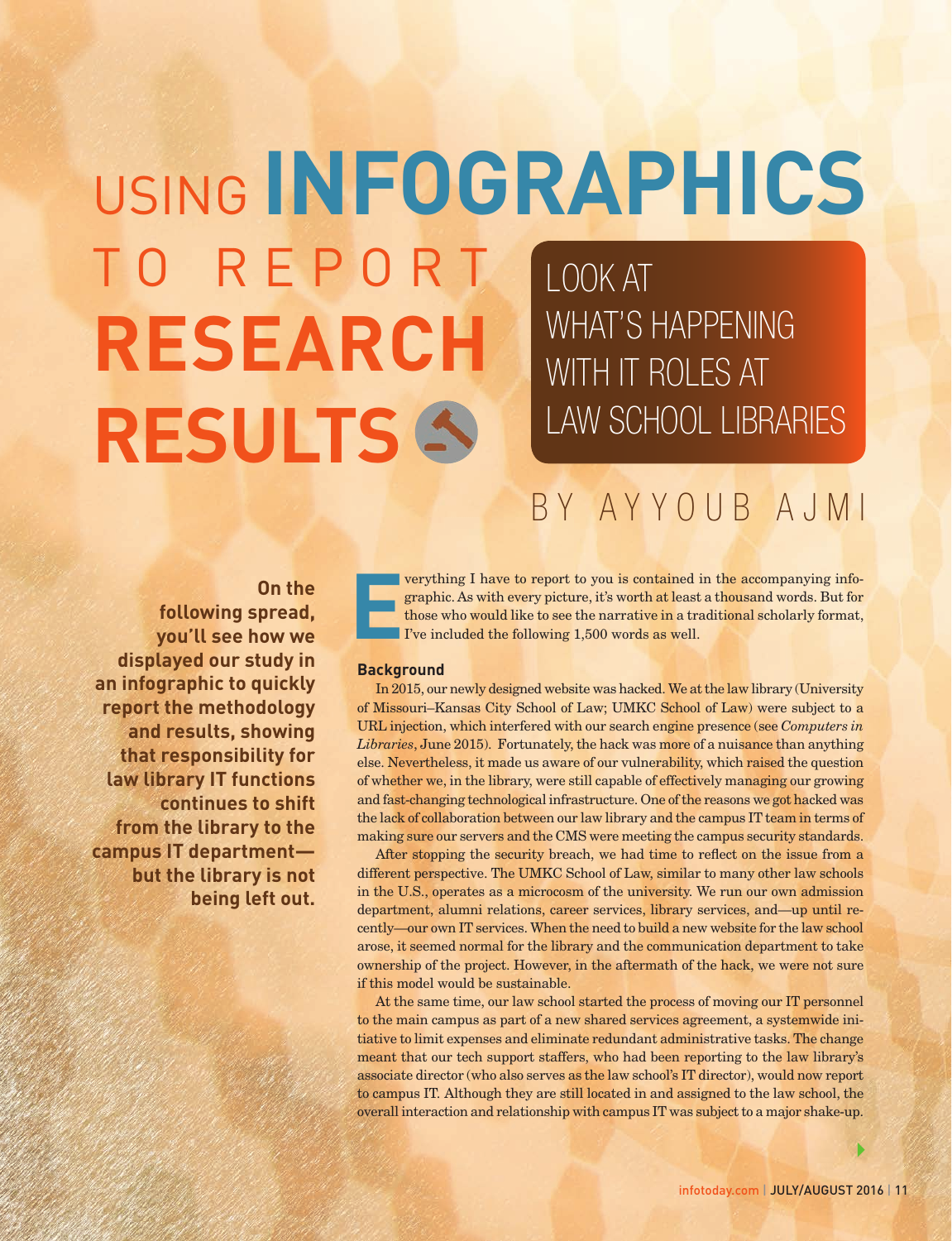# USING INFOGRAPHICS TO REPORT RESEARCH RESULTS

## LOOK AT WHAT'S HAPPENING WITH IT ROLES AT LAW SCHOOL LIBRARIES

BY AYYOUB AJMI

**On the following spread, you'll see how we displayed our study in an infographic to quickly report the methodology and results, showing that responsibility for law library IT functions continues to shift from the library to the campus IT department—but the library is not being left out.**

Everything I have to report to you is contained in the accompanying infographic. As with every picture, it's worth at least a thousand words. But for those who would like to see the narrative in a traditional scholarly format, I've included the following 1,500 words as well.

### Background

In 2015, our newly designed website was hacked. We at the law library (University of Missouri–Kansas City School of Law; UMKC School of Law) were subject to a URL injection, which interfered with our search engine presence (see *Computers in Libraries*, June 2015). Fortunately, the hack was more of a nuisance than anything else. Nevertheless, it made us aware of our vulnerability, which raised the question of whether we, in the library, were still capable of effectively managing our growing and fast-changing technological infrastructure. One of the reasons we got hacked was the lack of collaboration between our law library and the campus IT team in terms of making sure our servers and the CMS were meeting the campus security standards.

After stopping the security breach, we had time to reflect on the issue from a different perspective. The UMKC School of Law, similar to many other law schools in the U.S., operates as a microcosm of the university. We run our own admission department, alumni relations, career services, library services, and—up until recently—our own IT services. When the need to build a new website for the law school arose, it seemed normal for the library and the communication department to take ownership of the project. However, in the aftermath of the hack, we were not sure if this model would be sustainable.

At the same time, our law school started the process of moving our IT personnel to the main campus as part of a new shared services agreement, a systemwide initiative to limit expenses and eliminate redundant administrative tasks. The change meant that our tech support staffers, who had been reporting to the law library's associate director (who also serves as the law school's IT director), would now report to campus IT. Although they are still located in and assigned to the law school, the overall interaction and relationship with campus IT was subject to a major shake-up.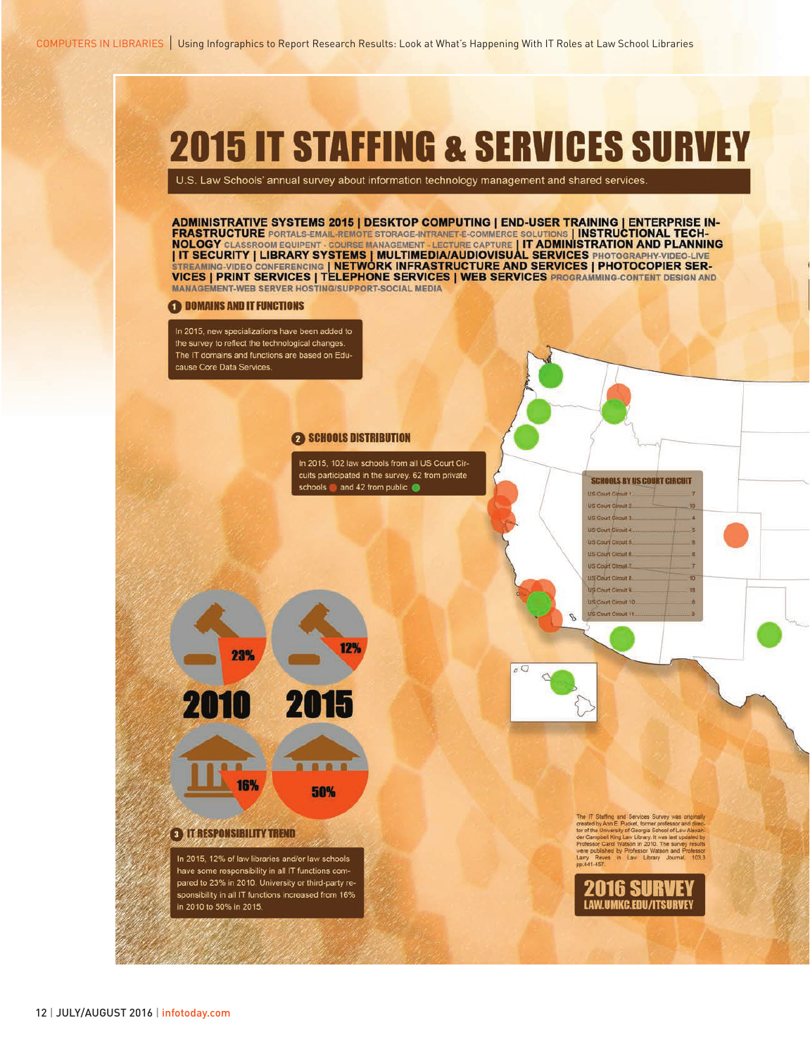# 2015 IT STAFFING & SERVICES SURVEY

U.S. Law Schools' annual survey about information technology management and shared services.

**ADMINISTRATIVE SYSTEMS 2015 | DESKTOP COMPUTING | END-USER TRAINING | ENTERPRISE INFRASTRUCTURE** PORTALS-EMAIL-REMOTE STORAGE-INTRANET-E-COMMERCE SOLUTIONS **| INSTRUCTIONAL TECHNOLOGY** CLASSROOM EQUIPENT - COURSE MANAGEMENT - LECTURE CAPTURE **| IT ADMINISTRATION AND PLANNING | IT SECURITY | LIBRARY SYSTEMS | MULTIMEDIA/AUDIOVISUAL SERVICES** PHOTOGRAPHY-VIDEO-LIVE STREAMING-VIDEO CONFERENCING **| NETWORK INFRASTRUCTURE AND SERVICES | PHOTOCOPIER SERVICES | PRINT SERVICES | TELEPHONE SERVICES | WEB SERVICES** PROGRAMMING-CONTENT DESIGN AND MANAGEMENT-WEB SERVER HOSTING/SUPPORT-SOCIAL MEDIA

## 1 DOMAINS AND IT FUNCTIONS

In 2015, new specializations have been added to the survey to reflect the technological changes. The IT domains and functions are based on Educause Core Data Services.

## 2 SCHOOLS DISTRIBUTION

In 2015, 102 law schools from all US Court Circuits participated in the survey. 62 from private schools and 42 from public

**SCHOOLS BY US COURT CIRCUIT**

| Circuit | Schools |
|---|---|
| US Court Circuit 1 | 7 |
| US Court Circuit 2 | 10 |
| US Court Circuit 3 | 4 |
| US Court Circuit 4 | 5 |
| US Court Circuit 5 | 8 |
| US Court Circuit 6 | 8 |
| US Court Circuit 7 | 7 |
| US Court Circuit 8 | 10 |
| US Court Circuit 9 | 18 |
| US Court Circuit 10 | 6 |
| US Court Circuit 11 | 9 |

| | 2010 | 2015 |
|---|---|---|
| Law libraries and/or law schools | 23% | 12% |
| University or third-party | 16% | 50% |

## 3 IT RESPONSIBILITY TREND

In 2015, 12% of law libraries and/or law schools have some responsibility in all IT functions compared to 23% in 2010. University or third-party responsibility in all IT functions increased from 16% in 2010 to 50% in 2015.

The IT Staffing and Services Survey was originally created by Ann E. Pucket, former professor and director of the University of Georgia School of Law Alexander Campbell King Law Library. It was last updated by Professor Carol Watson in 2010. The survey results were published by Professor Watson and Professor Larry Reeves in Law Library Journal, 103.3 pp.441-457.

**2016 SURVEY**
**LAW.UMKC.EDU/ITSURVEY**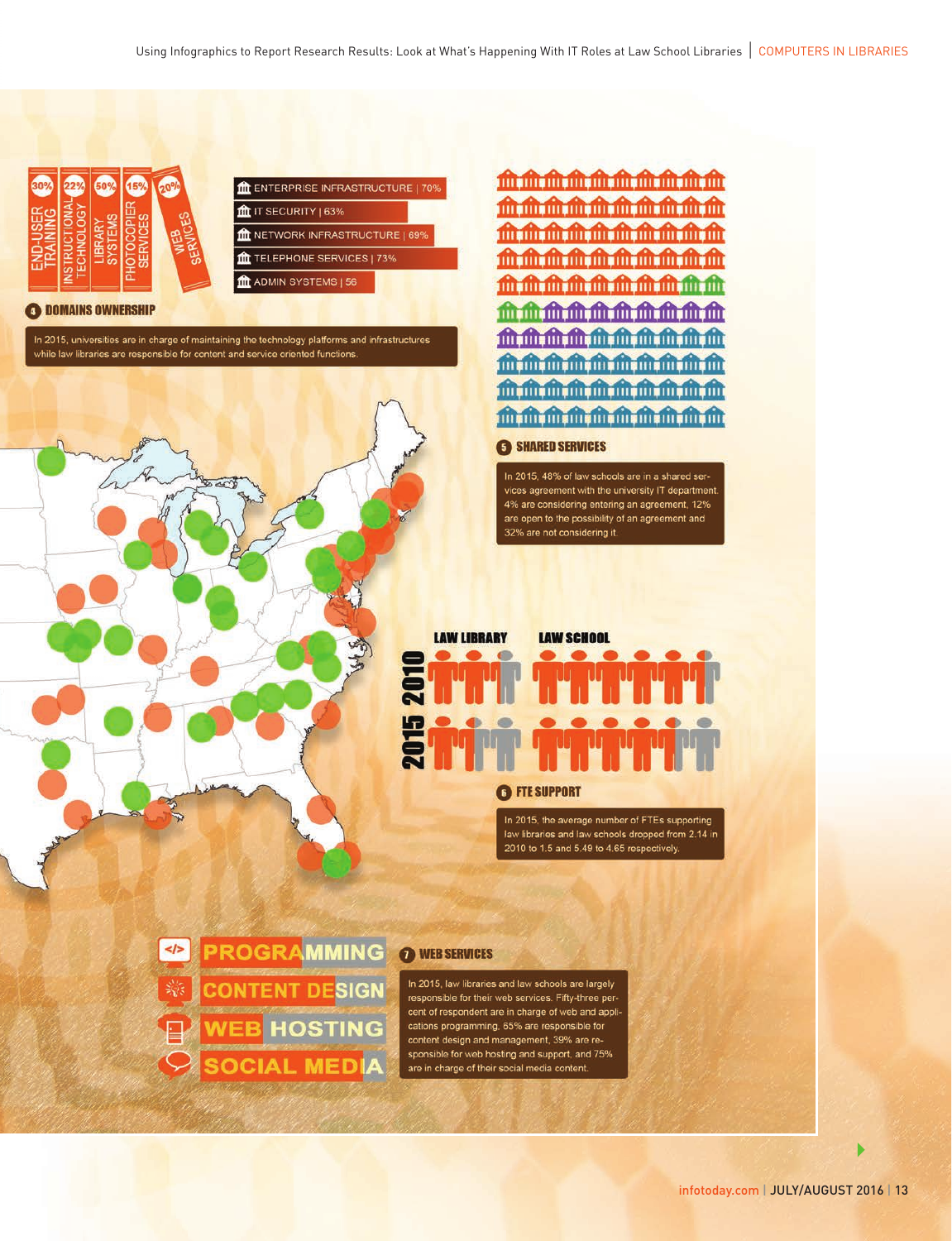30% END-USER TRAINING

22% INSTRUCTIONAL TECHNOLOGY

50% LIBRARY SYSTEMS

15% PHOTOCOPIER SERVICES

20% WEB SERVICES

ENTERPRISE INFRASTRUCTURE | 70%

IT SECURITY | 63%

NETWORK INFRASTRUCTURE | 69%

TELEPHONE SERVICES | 73%

ADMIN SYSTEMS | 56

## 4 DOMAINS OWNERSHIP

In 2015, universities are in charge of maintaining the technology platforms and infrastructures while law libraries are responsible for content and service oriented functions.

## 5 SHARED SERVICES

In 2015, 48% of law schools are in a shared services agreement with the university IT department. 4% are considering entering an agreement, 12% are open to the possibility of an agreement and 32% are not considering it.

LAW LIBRARY

LAW SCHOOL

2010

2015

## 6 FTE SUPPORT

In 2015, the average number of FTEs supporting law libraries and law schools dropped from 2.14 in 2010 to 1.5 and 5.49 to 4.65 respectively.

PROGRAMMING

CONTENT DESIGN

WEB HOSTING

SOCIAL MEDIA

## 7 WEB SERVICES

In 2015, law libraries and law schools are largely responsible for their web services. Fifty-three percent of respondent are in charge of web and applications programming, 65% are responsible for content design and management, 39% are responsible for web hosting and support, and 75% are in charge of their social media content.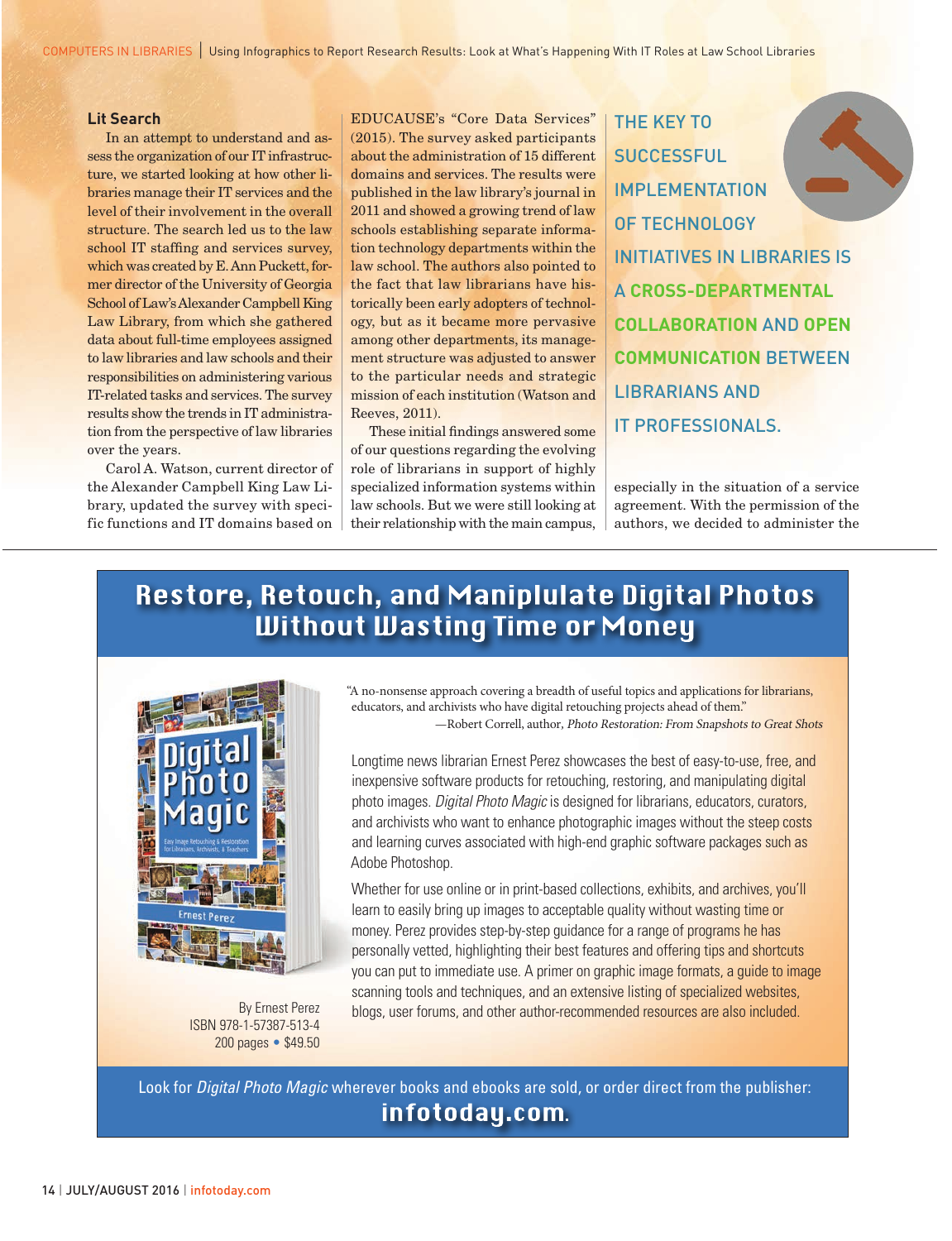### Lit Search

In an attempt to understand and assess the organization of our IT infrastructure, we started looking at how other libraries manage their IT services and the level of their involvement in the overall structure. The search led us to the law school IT staffing and services survey, which was created by E. Ann Puckett, former director of the University of Georgia School of Law's Alexander Campbell King Law Library, from which she gathered data about full-time employees assigned to law libraries and law schools and their responsibilities on administering various IT-related tasks and services. The survey results show the trends in IT administration from the perspective of law libraries over the years.

Carol A. Watson, current director of the Alexander Campbell King Law Library, updated the survey with specific functions and IT domains based on EDUCAUSE's "Core Data Services" (2015). The survey asked participants about the administration of 15 different domains and services. The results were published in the law library's journal in 2011 and showed a growing trend of law schools establishing separate information technology departments within the law school. The authors also pointed to the fact that law librarians have historically been early adopters of technology, but as it became more pervasive among other departments, its management structure was adjusted to answer to the particular needs and strategic mission of each institution (Watson and Reeves, 2011).

These initial findings answered some of our questions regarding the evolving role of librarians in support of highly specialized information systems within law schools. But we were still looking at their relationship with the main campus, especially in the situation of a service agreement. With the permission of the authors, we decided to administer the

> THE KEY TO SUCCESSFUL IMPLEMENTATION OF TECHNOLOGY INITIATIVES IN LIBRARIES IS A CROSS-DEPARTMENTAL COLLABORATION AND OPEN COMMUNICATION BETWEEN LIBRARIANS AND IT PROFESSIONALS.

---

## Restore, Retouch, and Maniplulate Digital Photos Without Wasting Time or Money

"A no-nonsense approach covering a breadth of useful topics and applications for librarians, educators, and archivists who have digital retouching projects ahead of them."
—Robert Correll, author, *Photo Restoration: From Snapshots to Great Shots*

Longtime news librarian Ernest Perez showcases the best of easy-to-use, free, and inexpensive software products for retouching, restoring, and manipulating digital photo images. *Digital Photo Magic* is designed for librarians, educators, curators, and archivists who want to enhance photographic images without the steep costs and learning curves associated with high-end graphic software packages such as Adobe Photoshop.

Whether for use online or in print-based collections, exhibits, and archives, you'll learn to easily bring up images to acceptable quality without wasting time or money. Perez provides step-by-step guidance for a range of programs he has personally vetted, highlighting their best features and offering tips and shortcuts you can put to immediate use. A primer on graphic image formats, a guide to image scanning tools and techniques, and an extensive listing of specialized websites, blogs, user forums, and other author-recommended resources are also included.

By Ernest Perez
ISBN 978-1-57387-513-4
200 pages • $49.50

Look for *Digital Photo Magic* wherever books and ebooks are sold, or order direct from the publisher:
**infotoday.com**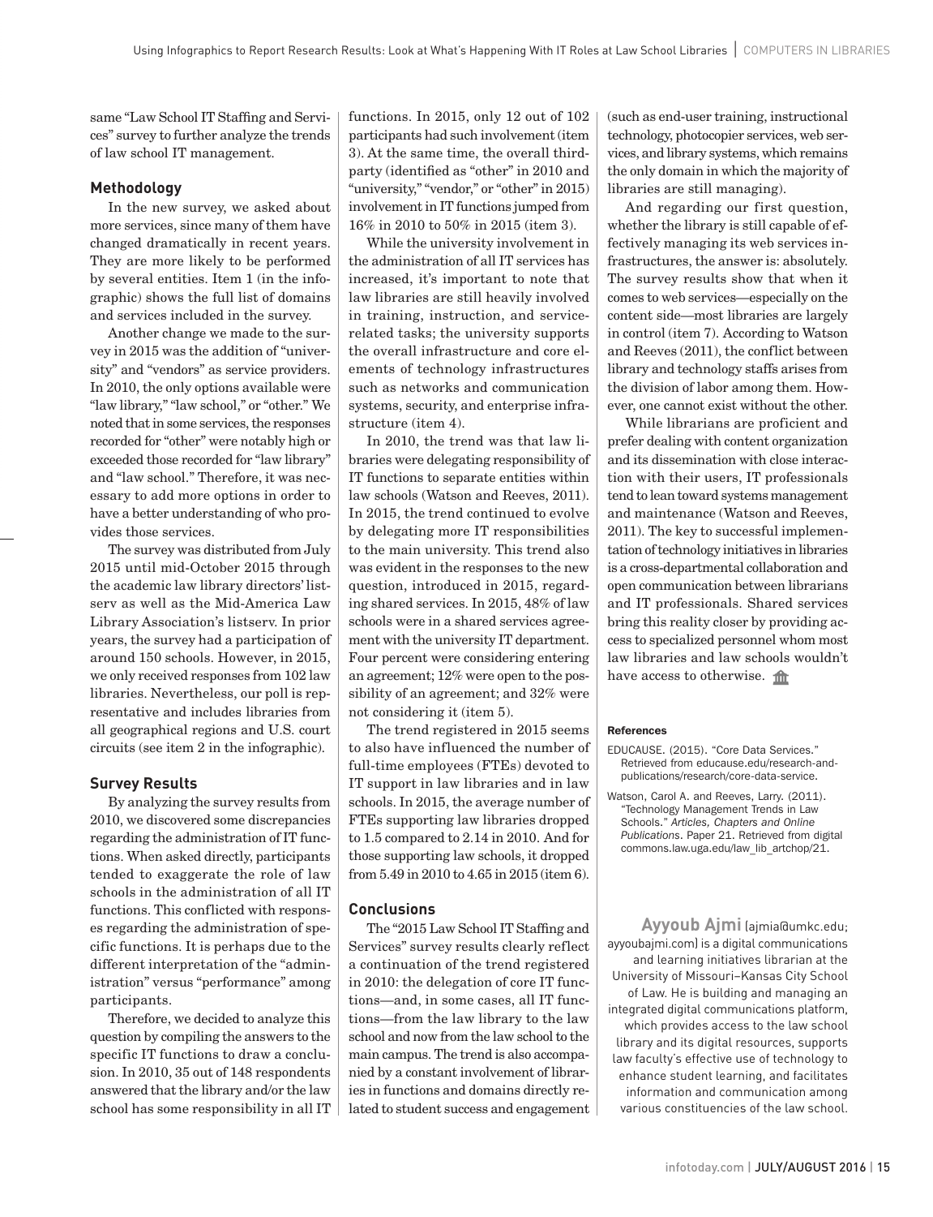same "Law School IT Staffing and Services" survey to further analyze the trends of law school IT management.

### Methodology

In the new survey, we asked about more services, since many of them have changed dramatically in recent years. They are more likely to be performed by several entities. Item 1 (in the infographic) shows the full list of domains and services included in the survey.

Another change we made to the survey in 2015 was the addition of "university" and "vendors" as service providers. In 2010, the only options available were "law library," "law school," or "other." We noted that in some services, the responses recorded for "other" were notably high or exceeded those recorded for "law library" and "law school." Therefore, it was necessary to add more options in order to have a better understanding of who provides those services.

The survey was distributed from July 2015 until mid-October 2015 through the academic law library directors' listserv as well as the Mid-America Law Library Association's listserv. In prior years, the survey had a participation of around 150 schools. However, in 2015, we only received responses from 102 law libraries. Nevertheless, our poll is representative and includes libraries from all geographical regions and U.S. court circuits (see item 2 in the infographic).

### Survey Results

By analyzing the survey results from 2010, we discovered some discrepancies regarding the administration of IT functions. When asked directly, participants tended to exaggerate the role of law schools in the administration of all IT functions. This conflicted with responses regarding the administration of specific functions. It is perhaps due to the different interpretation of the "administration" versus "performance" among participants.

Therefore, we decided to analyze this question by compiling the answers to the specific IT functions to draw a conclusion. In 2010, 35 out of 148 respondents answered that the library and/or the law school has some responsibility in all IT functions. In 2015, only 12 out of 102 participants had such involvement (item 3). At the same time, the overall third-party (identified as "other" in 2010 and "university," "vendor," or "other" in 2015) involvement in IT functions jumped from 16% in 2010 to 50% in 2015 (item 3).

While the university involvement in the administration of all IT services has increased, it's important to note that law libraries are still heavily involved in training, instruction, and service-related tasks; the university supports the overall infrastructure and core elements of technology infrastructures such as networks and communication systems, security, and enterprise infrastructure (item 4).

In 2010, the trend was that law libraries were delegating responsibility of IT functions to separate entities within law schools (Watson and Reeves, 2011). In 2015, the trend continued to evolve by delegating more IT responsibilities to the main university. This trend also was evident in the responses to the new question, introduced in 2015, regarding shared services. In 2015, 48% of law schools were in a shared services agreement with the university IT department. Four percent were considering entering an agreement; 12% were open to the possibility of an agreement; and 32% were not considering it (item 5).

The trend registered in 2015 seems to also have influenced the number of full-time employees (FTEs) devoted to IT support in law libraries and in law schools. In 2015, the average number of FTEs supporting law libraries dropped to 1.5 compared to 2.14 in 2010. And for those supporting law schools, it dropped from 5.49 in 2010 to 4.65 in 2015 (item 6).

### Conclusions

The "2015 Law School IT Staffing and Services" survey results clearly reflect a continuation of the trend registered in 2010: the delegation of core IT functions—and, in some cases, all IT functions—from the law library to the law school and now from the law school to the main campus. The trend is also accompanied by a constant involvement of libraries in functions and domains directly related to student success and engagement (such as end-user training, instructional technology, photocopier services, web services, and library systems, which remains the only domain in which the majority of libraries are still managing).

And regarding our first question, whether the library is still capable of effectively managing its web services infrastructures, the answer is: absolutely. The survey results show that when it comes to web services—especially on the content side—most libraries are largely in control (item 7). According to Watson and Reeves (2011), the conflict between library and technology staffs arises from the division of labor among them. However, one cannot exist without the other.

While librarians are proficient and prefer dealing with content organization and its dissemination with close interaction with their users, IT professionals tend to lean toward systems management and maintenance (Watson and Reeves, 2011). The key to successful implementation of technology initiatives in libraries is a cross-departmental collaboration and open communication between librarians and IT professionals. Shared services bring this reality closer by providing access to specialized personnel whom most law libraries and law schools wouldn't have access to otherwise.

#### References

EDUCAUSE. (2015). "Core Data Services." Retrieved from educause.edu/research-and-publications/research/core-data-service.

Watson, Carol A. and Reeves, Larry. (2011). "Technology Management Trends in Law Schools." *Articles, Chapters and Online Publications*. Paper 21. Retrieved from digitalcommons.law.uga.edu/law_lib_artchop/21.

**Ayyoub Ajmi** (ajmia@umkc.edu; ayyoubajmi.com) is a digital communications and learning initiatives librarian at the University of Missouri–Kansas City School of Law. He is building and managing an integrated digital communications platform, which provides access to the law school library and its digital resources, supports law faculty's effective use of technology to enhance student learning, and facilitates information and communication among various constituencies of the law school.